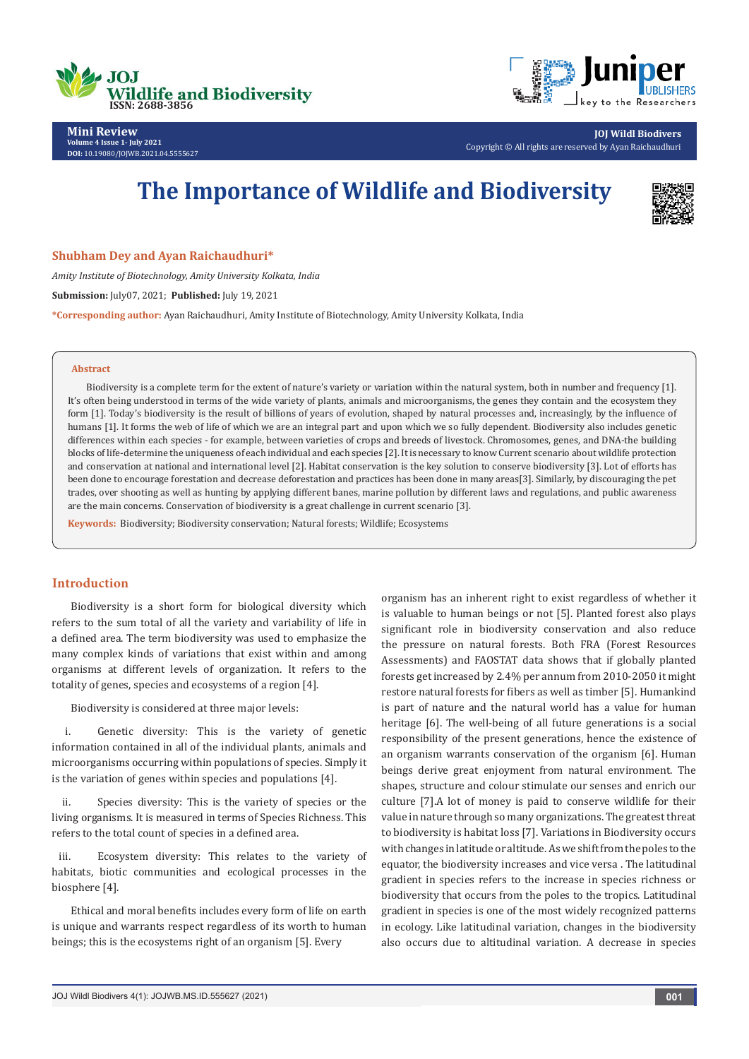Mini Review
Volume 4 Issue 1- July 2021
DOI: 10.19080/JOJWB.2021.04.5555627

Copyright © All rights are reserved by Ayan Raichaudhuri

# The Importance of Wildlife and Biodiversity

**Shubham Dey and Ayan Raichaudhuri***

*Amity Institute of Biotechnology, Amity University Kolkata, India*

**Submission:** July07, 2021; **Published:** July 19, 2021

***Corresponding author:** Ayan Raichaudhuri, Amity Institute of Biotechnology, Amity University Kolkata, India

## Abstract

Biodiversity is a complete term for the extent of nature's variety or variation within the natural system, both in number and frequency [1]. It's often being understood in terms of the wide variety of plants, animals and microorganisms, the genes they contain and the ecosystem they form [1]. Today's biodiversity is the result of billions of years of evolution, shaped by natural processes and, increasingly, by the influence of humans [1]. It forms the web of life of which we are an integral part and upon which we so fully dependent. Biodiversity also includes genetic differences within each species - for example, between varieties of crops and breeds of livestock. Chromosomes, genes, and DNA-the building blocks of life-determine the uniqueness of each individual and each species [2]. It is necessary to know Current scenario about wildlife protection and conservation at national and international level [2]. Habitat conservation is the key solution to conserve biodiversity [3]. Lot of efforts has been done to encourage forestation and decrease deforestation and practices has been done in many areas[3]. Similarly, by discouraging the pet trades, over shooting as well as hunting by applying different banes, marine pollution by different laws and regulations, and public awareness are the main concerns. Conservation of biodiversity is a great challenge in current scenario [3].

**Keywords:** Biodiversity; Biodiversity conservation; Natural forests; Wildlife; Ecosystems

## Introduction

Biodiversity is a short form for biological diversity which refers to the sum total of all the variety and variability of life in a defined area. The term biodiversity was used to emphasize the many complex kinds of variations that exist within and among organisms at different levels of organization. It refers to the totality of genes, species and ecosystems of a region [4].

Biodiversity is considered at three major levels:

i. Genetic diversity: This is the variety of genetic information contained in all of the individual plants, animals and microorganisms occurring within populations of species. Simply it is the variation of genes within species and populations [4].

ii. Species diversity: This is the variety of species or the living organisms. It is measured in terms of Species Richness. This refers to the total count of species in a defined area.

iii. Ecosystem diversity: This relates to the variety of habitats, biotic communities and ecological processes in the biosphere [4].

Ethical and moral benefits includes every form of life on earth is unique and warrants respect regardless of its worth to human beings; this is the ecosystems right of an organism [5]. Every organism has an inherent right to exist regardless of whether it is valuable to human beings or not [5]. Planted forest also plays significant role in biodiversity conservation and also reduce the pressure on natural forests. Both FRA (Forest Resources Assessments) and FAOSTAT data shows that if globally planted forests get increased by 2.4% per annum from 2010-2050 it might restore natural forests for fibers as well as timber [5]. Humankind is part of nature and the natural world has a value for human heritage [6]. The well-being of all future generations is a social responsibility of the present generations, hence the existence of an organism warrants conservation of the organism [6]. Human beings derive great enjoyment from natural environment. The shapes, structure and colour stimulate our senses and enrich our culture [7].A lot of money is paid to conserve wildlife for their value in nature through so many organizations. The greatest threat to biodiversity is habitat loss [7]. Variations in Biodiversity occurs with changes in latitude or altitude. As we shift from the poles to the equator, the biodiversity increases and vice versa . The latitudinal gradient in species refers to the increase in species richness or biodiversity that occurs from the poles to the tropics. Latitudinal gradient in species is one of the most widely recognized patterns in ecology. Like latitudinal variation, changes in the biodiversity also occurs due to altitudinal variation. A decrease in species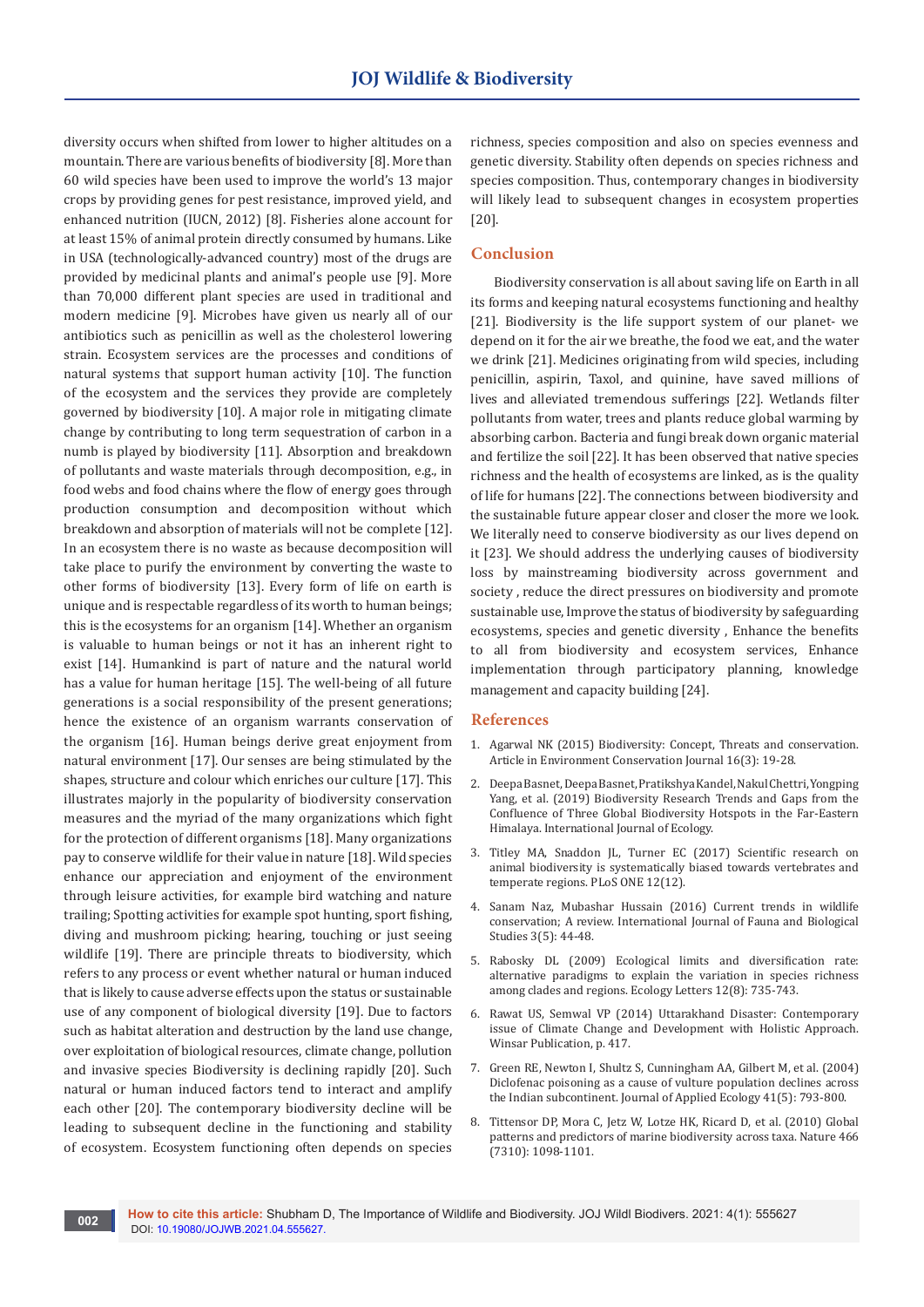diversity occurs when shifted from lower to higher altitudes on a mountain. There are various benefits of biodiversity [8]. More than 60 wild species have been used to improve the world's 13 major crops by providing genes for pest resistance, improved yield, and enhanced nutrition (IUCN, 2012) [8]. Fisheries alone account for at least 15% of animal protein directly consumed by humans. Like in USA (technologically-advanced country) most of the drugs are provided by medicinal plants and animal's people use [9]. More than 70,000 different plant species are used in traditional and modern medicine [9]. Microbes have given us nearly all of our antibiotics such as penicillin as well as the cholesterol lowering strain. Ecosystem services are the processes and conditions of natural systems that support human activity [10]. The function of the ecosystem and the services they provide are completely governed by biodiversity [10]. A major role in mitigating climate change by contributing to long term sequestration of carbon in a numb is played by biodiversity [11]. Absorption and breakdown of pollutants and waste materials through decomposition, e.g., in food webs and food chains where the flow of energy goes through production consumption and decomposition without which breakdown and absorption of materials will not be complete [12]. In an ecosystem there is no waste as because decomposition will take place to purify the environment by converting the waste to other forms of biodiversity [13]. Every form of life on earth is unique and is respectable regardless of its worth to human beings; this is the ecosystems for an organism [14]. Whether an organism is valuable to human beings or not it has an inherent right to exist [14]. Humankind is part of nature and the natural world has a value for human heritage [15]. The well-being of all future generations is a social responsibility of the present generations; hence the existence of an organism warrants conservation of the organism [16]. Human beings derive great enjoyment from natural environment [17]. Our senses are being stimulated by the shapes, structure and colour which enriches our culture [17]. This illustrates majorly in the popularity of biodiversity conservation measures and the myriad of the many organizations which fight for the protection of different organisms [18]. Many organizations pay to conserve wildlife for their value in nature [18]. Wild species enhance our appreciation and enjoyment of the environment through leisure activities, for example bird watching and nature trailing; Spotting activities for example spot hunting, sport fishing, diving and mushroom picking; hearing, touching or just seeing wildlife [19]. There are principle threats to biodiversity, which refers to any process or event whether natural or human induced that is likely to cause adverse effects upon the status or sustainable use of any component of biological diversity [19]. Due to factors such as habitat alteration and destruction by the land use change, over exploitation of biological resources, climate change, pollution and invasive species Biodiversity is declining rapidly [20]. Such natural or human induced factors tend to interact and amplify each other [20]. The contemporary biodiversity decline will be leading to subsequent decline in the functioning and stability of ecosystem. Ecosystem functioning often depends on species richness, species composition and also on species evenness and genetic diversity. Stability often depends on species richness and species composition. Thus, contemporary changes in biodiversity will likely lead to subsequent changes in ecosystem properties [20].

## Conclusion

Biodiversity conservation is all about saving life on Earth in all its forms and keeping natural ecosystems functioning and healthy [21]. Biodiversity is the life support system of our planet- we depend on it for the air we breathe, the food we eat, and the water we drink [21]. Medicines originating from wild species, including penicillin, aspirin, Taxol, and quinine, have saved millions of lives and alleviated tremendous sufferings [22]. Wetlands filter pollutants from water, trees and plants reduce global warming by absorbing carbon. Bacteria and fungi break down organic material and fertilize the soil [22]. It has been observed that native species richness and the health of ecosystems are linked, as is the quality of life for humans [22]. The connections between biodiversity and the sustainable future appear closer and closer the more we look. We literally need to conserve biodiversity as our lives depend on it [23]. We should address the underlying causes of biodiversity loss by mainstreaming biodiversity across government and society , reduce the direct pressures on biodiversity and promote sustainable use, Improve the status of biodiversity by safeguarding ecosystems, species and genetic diversity , Enhance the benefits to all from biodiversity and ecosystem services, Enhance implementation through participatory planning, knowledge management and capacity building [24].

## References

1. Agarwal NK (2015) Biodiversity: Concept, Threats and conservation. Article in Environment Conservation Journal 16(3): 19-28.
2. Deepa Basnet, Deepa Basnet, Pratikshya Kandel, Nakul Chettri, Yongping Yang, et al. (2019) Biodiversity Research Trends and Gaps from the Confluence of Three Global Biodiversity Hotspots in the Far-Eastern Himalaya. International Journal of Ecology.
3. Titley MA, Snaddon JL, Turner EC (2017) Scientific research on animal biodiversity is systematically biased towards vertebrates and temperate regions. PLoS ONE 12(12).
4. Sanam Naz, Mubashar Hussain (2016) Current trends in wildlife conservation; A review. International Journal of Fauna and Biological Studies 3(5): 44-48.
5. Rabosky DL (2009) Ecological limits and diversification rate: alternative paradigms to explain the variation in species richness among clades and regions. Ecology Letters 12(8): 735-743.
6. Rawat US, Semwal VP (2014) Uttarakhand Disaster: Contemporary issue of Climate Change and Development with Holistic Approach. Winsar Publication, p. 417.
7. Green RE, Newton I, Shultz S, Cunningham AA, Gilbert M, et al. (2004) Diclofenac poisoning as a cause of vulture population declines across the Indian subcontinent. Journal of Applied Ecology 41(5): 793-800.
8. Tittensor DP, Mora C, Jetz W, Lotze HK, Ricard D, et al. (2010) Global patterns and predictors of marine biodiversity across taxa. Nature 466 (7310): 1098-1101.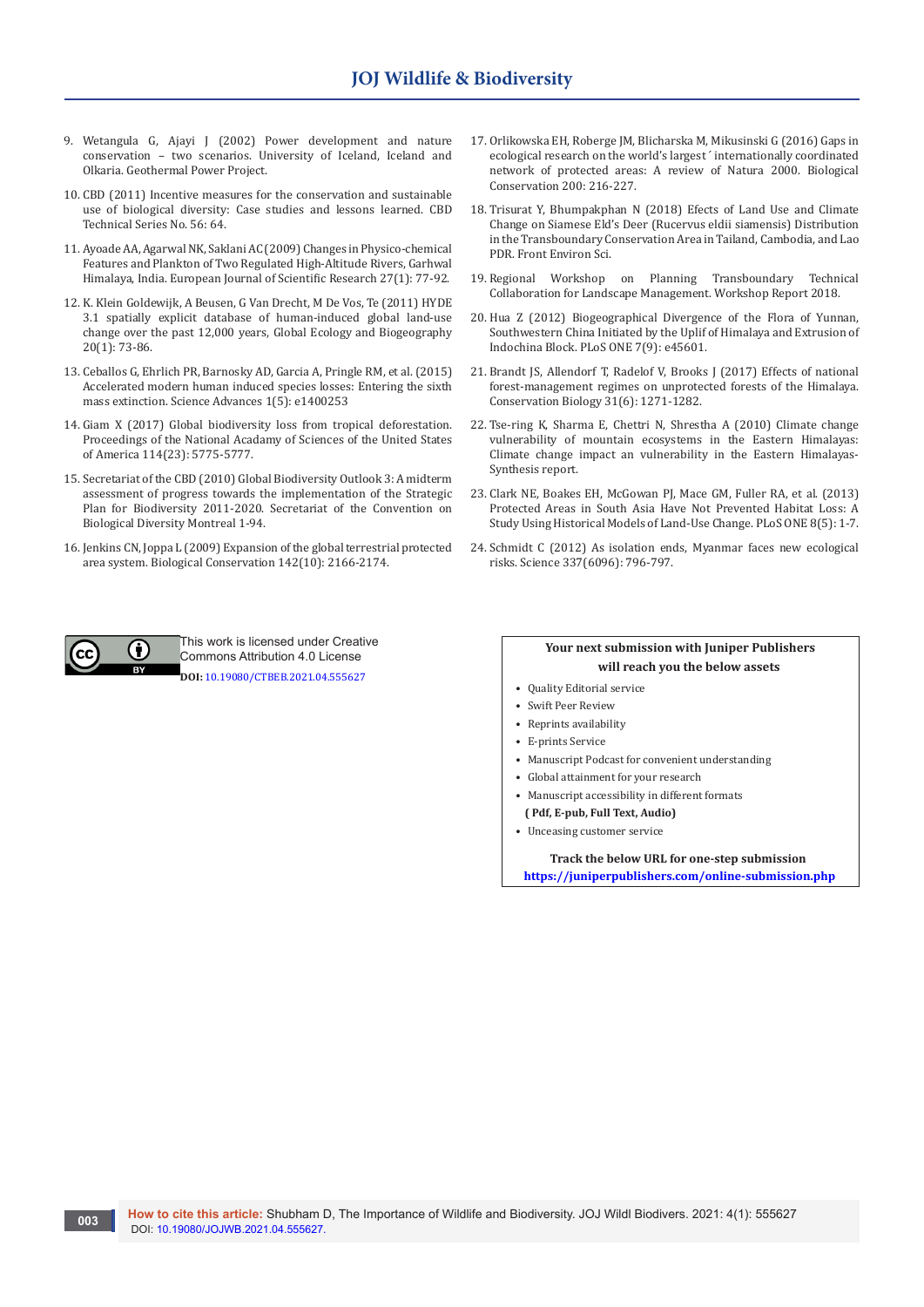9. Wetangula G, Ajayi J (2002) Power development and nature conservation – two scenarios. University of Iceland, Iceland and Olkaria. Geothermal Power Project.
10. CBD (2011) Incentive measures for the conservation and sustainable use of biological diversity: Case studies and lessons learned. CBD Technical Series No. 56: 64.
11. Ayoade AA, Agarwal NK, Saklani AC (2009) Changes in Physico-chemical Features and Plankton of Two Regulated High-Altitude Rivers, Garhwal Himalaya, India. European Journal of Scientific Research 27(1): 77-92.
12. K. Klein Goldewijk, A Beusen, G Van Drecht, M De Vos, Te (2011) HYDE 3.1 spatially explicit database of human-induced global land-use change over the past 12,000 years, Global Ecology and Biogeography 20(1): 73-86.
13. Ceballos G, Ehrlich PR, Barnosky AD, Garcia A, Pringle RM, et al. (2015) Accelerated modern human induced species losses: Entering the sixth mass extinction. Science Advances 1(5): e1400253
14. Giam X (2017) Global biodiversity loss from tropical deforestation. Proceedings of the National Acadamy of Sciences of the United States of America 114(23): 5775-5777.
15. Secretariat of the CBD (2010) Global Biodiversity Outlook 3: A midterm assessment of progress towards the implementation of the Strategic Plan for Biodiversity 2011-2020. Secretariat of the Convention on Biological Diversity Montreal 1-94.
16. Jenkins CN, Joppa L (2009) Expansion of the global terrestrial protected area system. Biological Conservation 142(10): 2166-2174.
17. Orlikowska EH, Roberge JM, Blicharska M, Mikusinski G (2016) Gaps in ecological research on the world's largest´ internationally coordinated network of protected areas: A review of Natura 2000. Biological Conservation 200: 216-227.
18. Trisurat Y, Bhumpakphan N (2018) Efects of Land Use and Climate Change on Siamese Eld's Deer (Rucervus eldii siamensis) Distribution in the Transboundary Conservation Area in Tailand, Cambodia, and Lao PDR. Front Environ Sci.
19. Regional Workshop on Planning Transboundary Technical Collaboration for Landscape Management. Workshop Report 2018.
20. Hua Z (2012) Biogeographical Divergence of the Flora of Yunnan, Southwestern China Initiated by the Uplif of Himalaya and Extrusion of Indochina Block. PLoS ONE 7(9): e45601.
21. Brandt JS, Allendorf T, Radelof V, Brooks J (2017) Effects of national forest-management regimes on unprotected forests of the Himalaya. Conservation Biology 31(6): 1271-1282.
22. Tse-ring K, Sharma E, Chettri N, Shrestha A (2010) Climate change vulnerability of mountain ecosystems in the Eastern Himalayas: Climate change impact an vulnerability in the Eastern Himalayas-Synthesis report.
23. Clark NE, Boakes EH, McGowan PJ, Mace GM, Fuller RA, et al. (2013) Protected Areas in South Asia Have Not Prevented Habitat Loss: A Study Using Historical Models of Land-Use Change. PLoS ONE 8(5): 1-7.
24. Schmidt C (2012) As isolation ends, Myanmar faces new ecological risks. Science 337(6096): 796-797.

This work is licensed under Creative Commons Attribution 4.0 License

**DOI:** 10.19080/CTBEB.2021.04.555627

**Your next submission with Juniper Publishers will reach you the below assets**

- Quality Editorial service
- Swift Peer Review
- Reprints availability
- E-prints Service
- Manuscript Podcast for convenient understanding
- Global attainment for your research
- Manuscript accessibility in different formats

  **( Pdf, E-pub, Full Text, Audio)**
- Unceasing customer service

**Track the below URL for one-step submission**
**https://juniperpublishers.com/online-submission.php**

**How to cite this article:** Shubham D, The Importance of Wildlife and Biodiversity. JOJ Wildl Biodivers. 2021: 4(1): 555627 DOI: 10.19080/JOJWB.2021.04.555627.